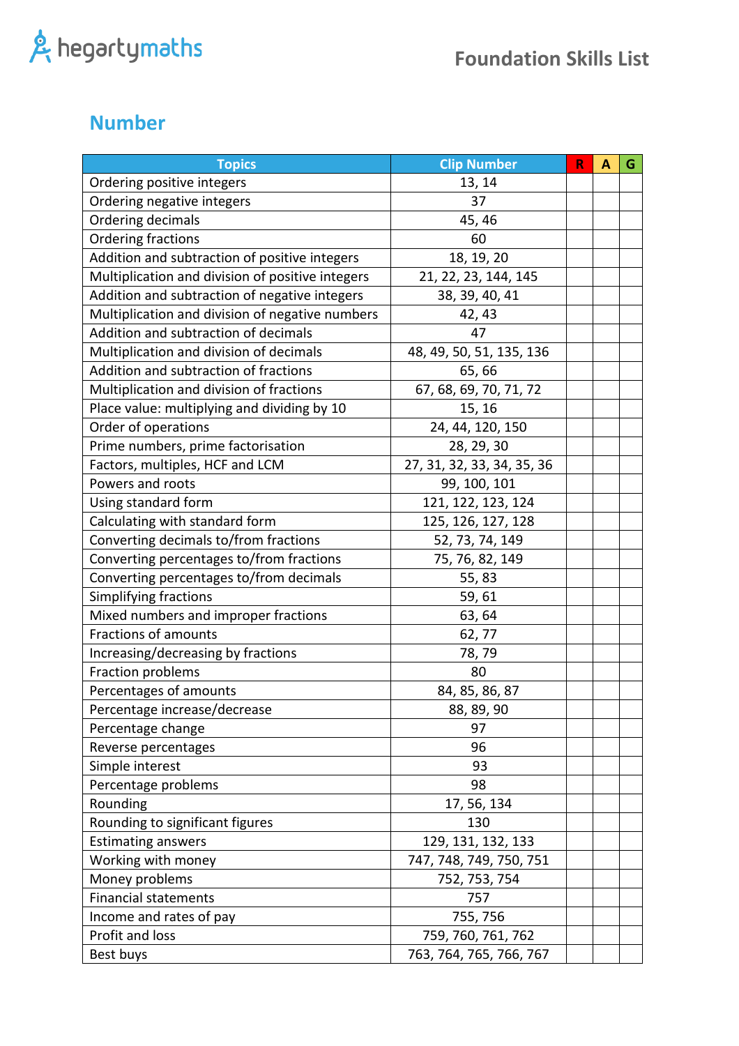# Foundation Skills List

## Number

| Topics | Clip Number | R | A | G |
|---|---|---|---|---|
| Ordering positive integers | 13, 14 | | | |
| Ordering negative integers | 37 | | | |
| Ordering decimals | 45, 46 | | | |
| Ordering fractions | 60 | | | |
| Addition and subtraction of positive integers | 18, 19, 20 | | | |
| Multiplication and division of positive integers | 21, 22, 23, 144, 145 | | | |
| Addition and subtraction of negative integers | 38, 39, 40, 41 | | | |
| Multiplication and division of negative numbers | 42, 43 | | | |
| Addition and subtraction of decimals | 47 | | | |
| Multiplication and division of decimals | 48, 49, 50, 51, 135, 136 | | | |
| Addition and subtraction of fractions | 65, 66 | | | |
| Multiplication and division of fractions | 67, 68, 69, 70, 71, 72 | | | |
| Place value: multiplying and dividing by 10 | 15, 16 | | | |
| Order of operations | 24, 44, 120, 150 | | | |
| Prime numbers, prime factorisation | 28, 29, 30 | | | |
| Factors, multiples, HCF and LCM | 27, 31, 32, 33, 34, 35, 36 | | | |
| Powers and roots | 99, 100, 101 | | | |
| Using standard form | 121, 122, 123, 124 | | | |
| Calculating with standard form | 125, 126, 127, 128 | | | |
| Converting decimals to/from fractions | 52, 73, 74, 149 | | | |
| Converting percentages to/from fractions | 75, 76, 82, 149 | | | |
| Converting percentages to/from decimals | 55, 83 | | | |
| Simplifying fractions | 59, 61 | | | |
| Mixed numbers and improper fractions | 63, 64 | | | |
| Fractions of amounts | 62, 77 | | | |
| Increasing/decreasing by fractions | 78, 79 | | | |
| Fraction problems | 80 | | | |
| Percentages of amounts | 84, 85, 86, 87 | | | |
| Percentage increase/decrease | 88, 89, 90 | | | |
| Percentage change | 97 | | | |
| Reverse percentages | 96 | | | |
| Simple interest | 93 | | | |
| Percentage problems | 98 | | | |
| Rounding | 17, 56, 134 | | | |
| Rounding to significant figures | 130 | | | |
| Estimating answers | 129, 131, 132, 133 | | | |
| Working with money | 747, 748, 749, 750, 751 | | | |
| Money problems | 752, 753, 754 | | | |
| Financial statements | 757 | | | |
| Income and rates of pay | 755, 756 | | | |
| Profit and loss | 759, 760, 761, 762 | | | |
| Best buys | 763, 764, 765, 766, 767 | | | |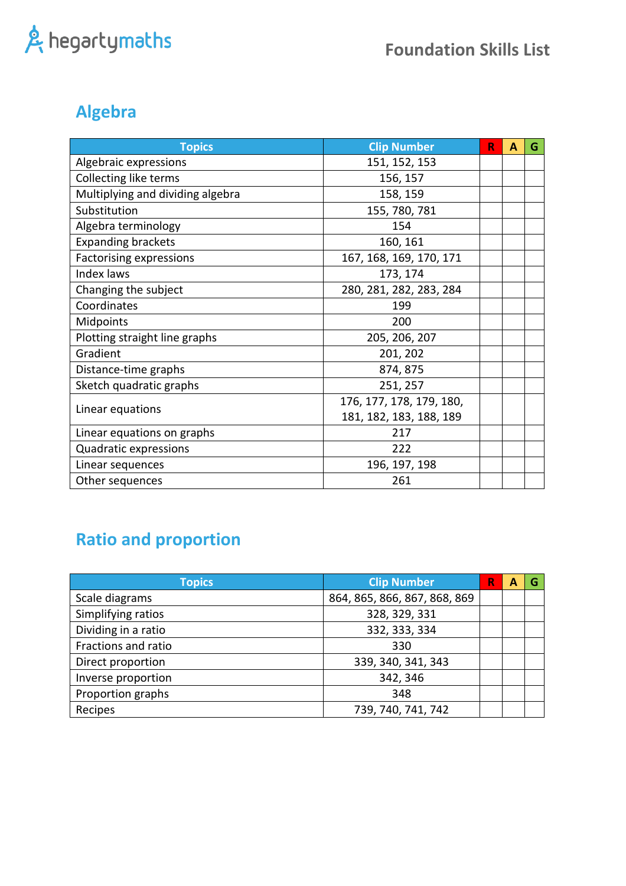# Algebra

| Topics | Clip Number | R | A | G |
|---|---|---|---|---|
| Algebraic expressions | 151, 152, 153 | | | |
| Collecting like terms | 156, 157 | | | |
| Multiplying and dividing algebra | 158, 159 | | | |
| Substitution | 155, 780, 781 | | | |
| Algebra terminology | 154 | | | |
| Expanding brackets | 160, 161 | | | |
| Factorising expressions | 167, 168, 169, 170, 171 | | | |
| Index laws | 173, 174 | | | |
| Changing the subject | 280, 281, 282, 283, 284 | | | |
| Coordinates | 199 | | | |
| Midpoints | 200 | | | |
| Plotting straight line graphs | 205, 206, 207 | | | |
| Gradient | 201, 202 | | | |
| Distance-time graphs | 874, 875 | | | |
| Sketch quadratic graphs | 251, 257 | | | |
| Linear equations | 176, 177, 178, 179, 180, 181, 182, 183, 188, 189 | | | |
| Linear equations on graphs | 217 | | | |
| Quadratic expressions | 222 | | | |
| Linear sequences | 196, 197, 198 | | | |
| Other sequences | 261 | | | |

# Ratio and proportion

| Topics | Clip Number | R | A | G |
|---|---|---|---|---|
| Scale diagrams | 864, 865, 866, 867, 868, 869 | | | |
| Simplifying ratios | 328, 329, 331 | | | |
| Dividing in a ratio | 332, 333, 334 | | | |
| Fractions and ratio | 330 | | | |
| Direct proportion | 339, 340, 341, 343 | | | |
| Inverse proportion | 342, 346 | | | |
| Proportion graphs | 348 | | | |
| Recipes | 739, 740, 741, 742 | | | |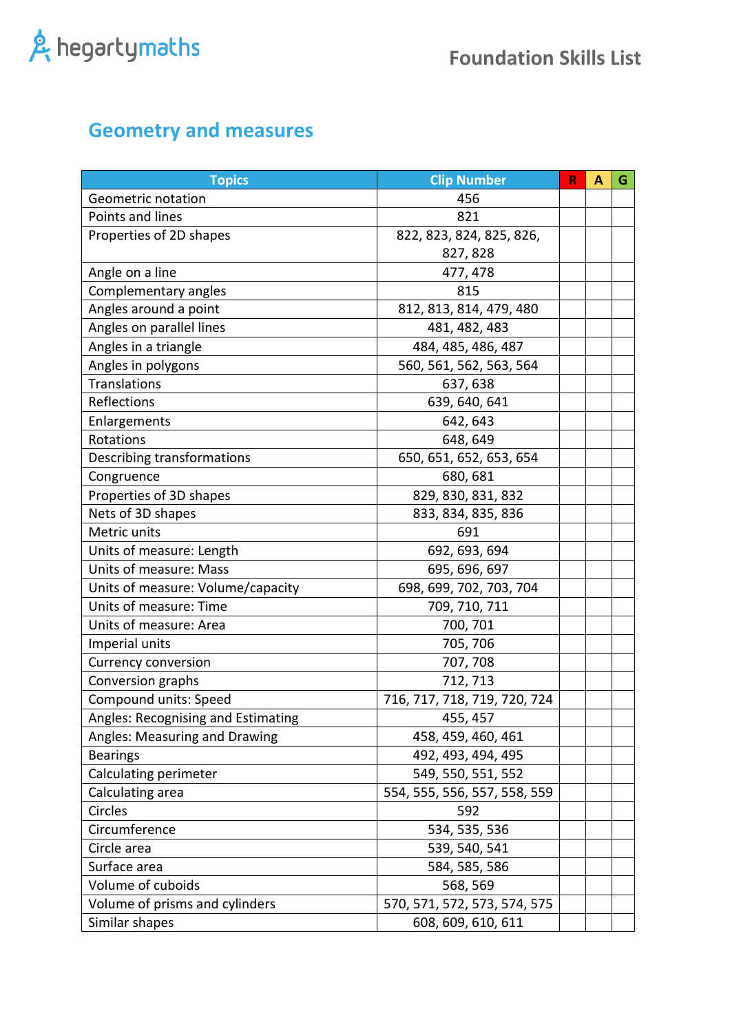# Foundation Skills List

## Geometry and measures

| Topics | Clip Number | R | A | G |
|---|---|---|---|---|
| Geometric notation | 456 | | | |
| Points and lines | 821 | | | |
| Properties of 2D shapes | 822, 823, 824, 825, 826, 827, 828 | | | |
| Angle on a line | 477, 478 | | | |
| Complementary angles | 815 | | | |
| Angles around a point | 812, 813, 814, 479, 480 | | | |
| Angles on parallel lines | 481, 482, 483 | | | |
| Angles in a triangle | 484, 485, 486, 487 | | | |
| Angles in polygons | 560, 561, 562, 563, 564 | | | |
| Translations | 637, 638 | | | |
| Reflections | 639, 640, 641 | | | |
| Enlargements | 642, 643 | | | |
| Rotations | 648, 649 | | | |
| Describing transformations | 650, 651, 652, 653, 654 | | | |
| Congruence | 680, 681 | | | |
| Properties of 3D shapes | 829, 830, 831, 832 | | | |
| Nets of 3D shapes | 833, 834, 835, 836 | | | |
| Metric units | 691 | | | |
| Units of measure: Length | 692, 693, 694 | | | |
| Units of measure: Mass | 695, 696, 697 | | | |
| Units of measure: Volume/capacity | 698, 699, 702, 703, 704 | | | |
| Units of measure: Time | 709, 710, 711 | | | |
| Units of measure: Area | 700, 701 | | | |
| Imperial units | 705, 706 | | | |
| Currency conversion | 707, 708 | | | |
| Conversion graphs | 712, 713 | | | |
| Compound units: Speed | 716, 717, 718, 719, 720, 724 | | | |
| Angles: Recognising and Estimating | 455, 457 | | | |
| Angles: Measuring and Drawing | 458, 459, 460, 461 | | | |
| Bearings | 492, 493, 494, 495 | | | |
| Calculating perimeter | 549, 550, 551, 552 | | | |
| Calculating area | 554, 555, 556, 557, 558, 559 | | | |
| Circles | 592 | | | |
| Circumference | 534, 535, 536 | | | |
| Circle area | 539, 540, 541 | | | |
| Surface area | 584, 585, 586 | | | |
| Volume of cuboids | 568, 569 | | | |
| Volume of prisms and cylinders | 570, 571, 572, 573, 574, 575 | | | |
| Similar shapes | 608, 609, 610, 611 | | | |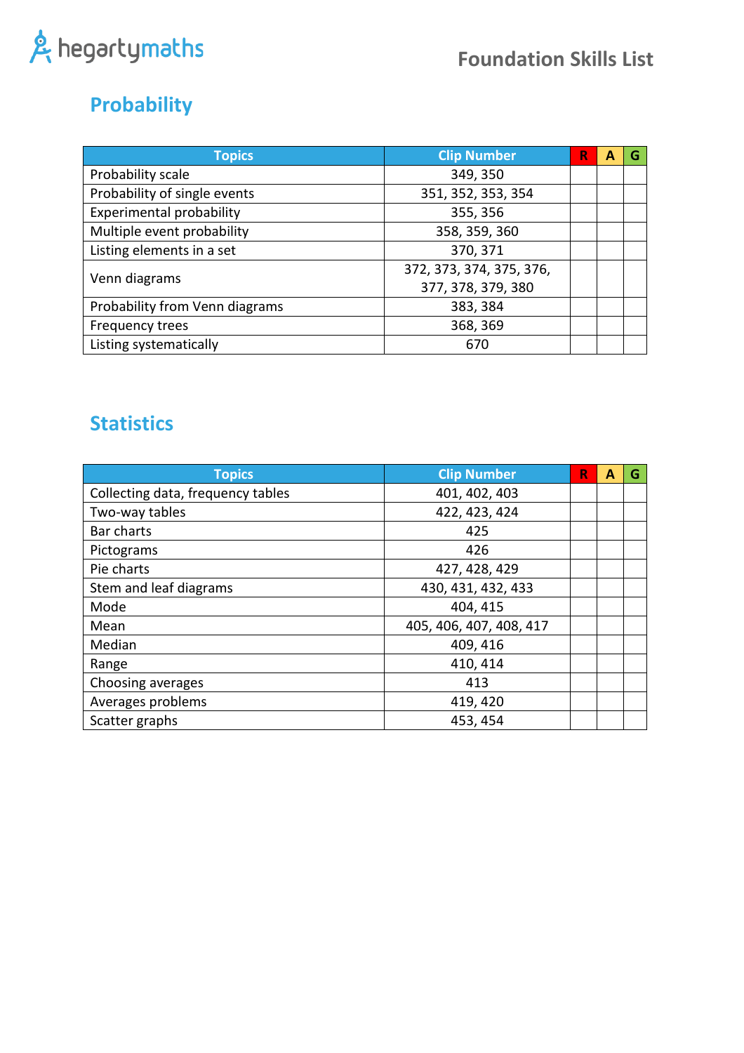# Probability

| Topics | Clip Number | R | A | G |
|---|---|---|---|---|
| Probability scale | 349, 350 | | | |
| Probability of single events | 351, 352, 353, 354 | | | |
| Experimental probability | 355, 356 | | | |
| Multiple event probability | 358, 359, 360 | | | |
| Listing elements in a set | 370, 371 | | | |
| Venn diagrams | 372, 373, 374, 375, 376, 377, 378, 379, 380 | | | |
| Probability from Venn diagrams | 383, 384 | | | |
| Frequency trees | 368, 369 | | | |
| Listing systematically | 670 | | | |

# Statistics

| Topics | Clip Number | R | A | G |
|---|---|---|---|---|
| Collecting data, frequency tables | 401, 402, 403 | | | |
| Two-way tables | 422, 423, 424 | | | |
| Bar charts | 425 | | | |
| Pictograms | 426 | | | |
| Pie charts | 427, 428, 429 | | | |
| Stem and leaf diagrams | 430, 431, 432, 433 | | | |
| Mode | 404, 415 | | | |
| Mean | 405, 406, 407, 408, 417 | | | |
| Median | 409, 416 | | | |
| Range | 410, 414 | | | |
| Choosing averages | 413 | | | |
| Averages problems | 419, 420 | | | |
| Scatter graphs | 453, 454 | | | |